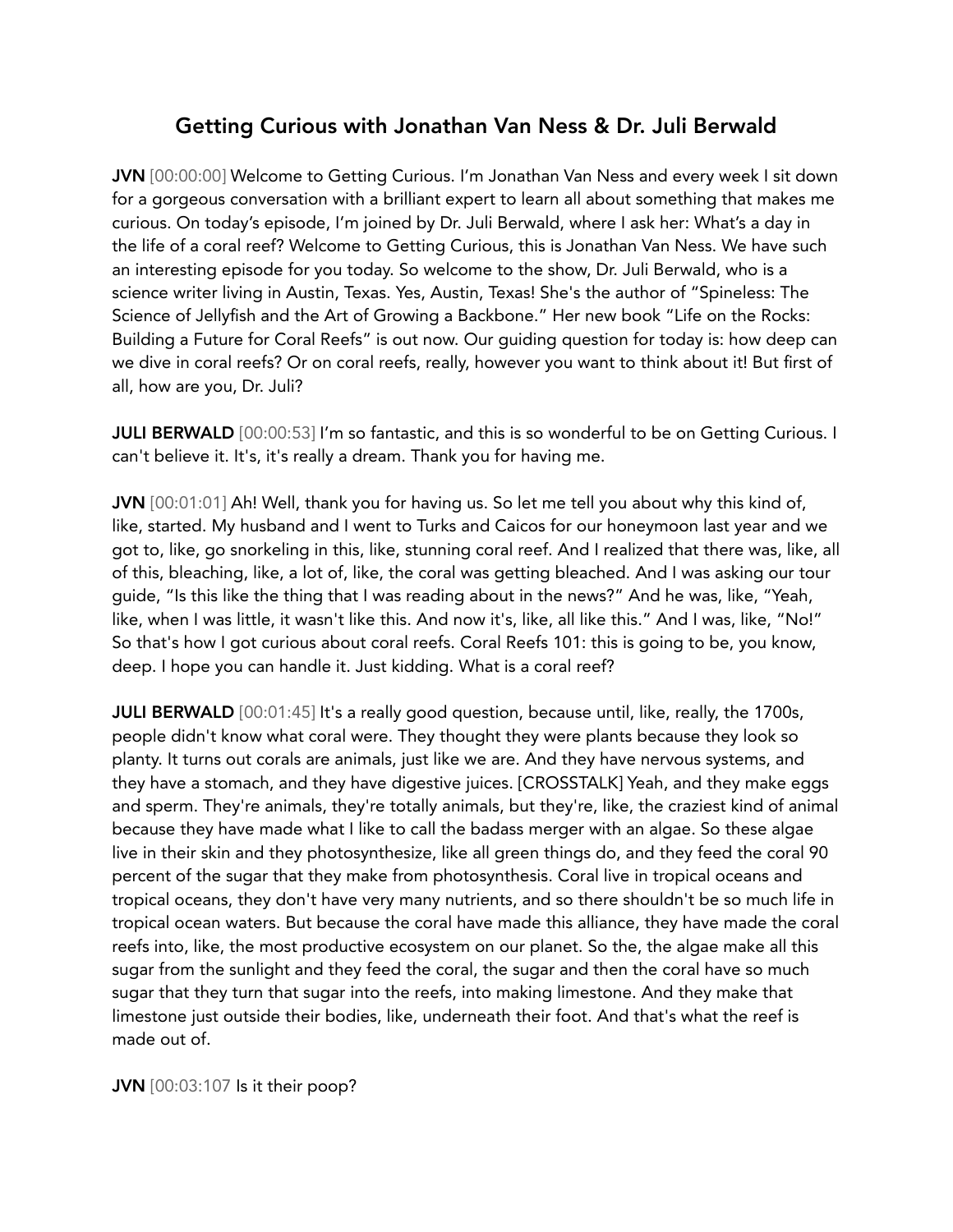# Getting Curious with Jonathan Van Ness & Dr. Juli Berwald

**JVN** [00:00:00] Welcome to Getting Curious. I'm Jonathan Van Ness and every week I sit down for a gorgeous conversation with a brilliant expert to learn all about something that makes me curious. On today's episode, I'm joined by Dr. Juli Berwald, where I ask her: What's a day in the life of a coral reef? Welcome to Getting Curious, this is Jonathan Van Ness. We have such an interesting episode for you today. So welcome to the show, Dr. Juli Berwald, who is a science writer living in Austin, Texas. Yes, Austin, Texas! She's the author of "Spineless: The Science of Jellyfish and the Art of Growing a Backbone." Her new book "Life on the Rocks: Building a Future for Coral Reefs" is out now. Our guiding question for today is: how deep can we dive in coral reefs? Or on coral reefs, really, however you want to think about it! But first of all, how are you, Dr. Juli?

**JULI BERWALD** [00:00:53] I'm so fantastic, and this is so wonderful to be on Getting Curious. I can't believe it. It's, it's really a dream. Thank you for having me.

**JVN** [00:01:01] Ah! Well, thank you for having us. So let me tell you about why this kind of, like, started. My husband and I went to Turks and Caicos for our honeymoon last year and we got to, like, go snorkeling in this, like, stunning coral reef. And I realized that there was, like, all of this, bleaching, like, a lot of, like, the coral was getting bleached. And I was asking our tour guide, "Is this like the thing that I was reading about in the news?" And he was, like, "Yeah, like, when I was little, it wasn't like this. And now it's, like, all like this." And I was, like, "No!" So that's how I got curious about coral reefs. Coral Reefs 101: this is going to be, you know, deep. I hope you can handle it. Just kidding. What is a coral reef?

**JULI BERWALD** [00:01:45] It's a really good question, because until, like, really, the 1700s, people didn't know what coral were. They thought they were plants because they look so planty. It turns out corals are animals, just like we are. And they have nervous systems, and they have a stomach, and they have digestive juices. [CROSSTALK] Yeah, and they make eggs and sperm. They're animals, they're totally animals, but they're, like, the craziest kind of animal because they have made what I like to call the badass merger with an algae. So these algae live in their skin and they photosynthesize, like all green things do, and they feed the coral 90 percent of the sugar that they make from photosynthesis. Coral live in tropical oceans and tropical oceans, they don't have very many nutrients, and so there shouldn't be so much life in tropical ocean waters. But because the coral have made this alliance, they have made the coral reefs into, like, the most productive ecosystem on our planet. So the, the algae make all this sugar from the sunlight and they feed the coral, the sugar and then the coral have so much sugar that they turn that sugar into the reefs, into making limestone. And they make that limestone just outside their bodies, like, underneath their foot. And that's what the reef is made out of.

**JVN** [00:03:107 Is it their poop?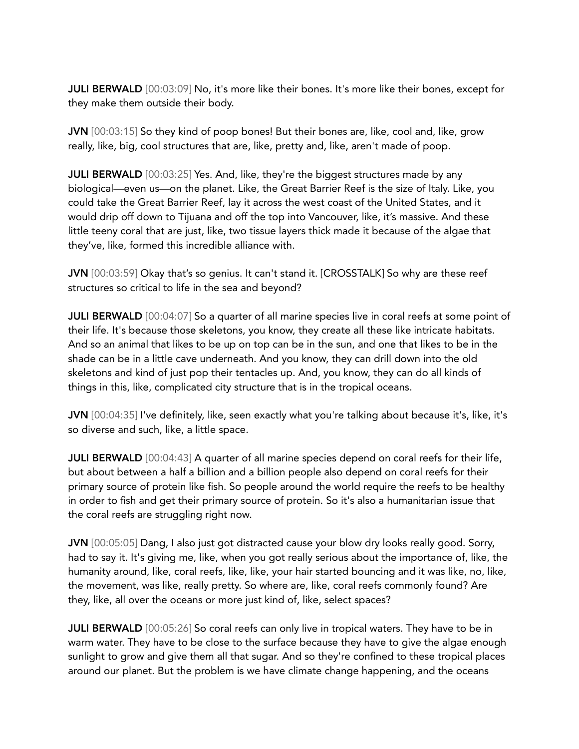**JULI BERWALD** [00:03:09] No, it's more like their bones. It's more like their bones, except for they make them outside their body.

**JVN** [00:03:15] So they kind of poop bones! But their bones are, like, cool and, like, grow really, like, big, cool structures that are, like, pretty and, like, aren't made of poop.

**JULI BERWALD** [00:03:25] Yes. And, like, they're the biggest structures made by any biological—even us—on the planet. Like, the Great Barrier Reef is the size of Italy. Like, you could take the Great Barrier Reef, lay it across the west coast of the United States, and it would drip off down to Tijuana and off the top into Vancouver, like, it's massive. And these little teeny coral that are just, like, two tissue layers thick made it because of the algae that they've, like, formed this incredible alliance with.

**JVN** [00:03:59] Okay that's so genius. It can't stand it. [CROSSTALK] So why are these reef structures so critical to life in the sea and beyond?

**JULI BERWALD** [00:04:07] So a quarter of all marine species live in coral reefs at some point of their life. It's because those skeletons, you know, they create all these like intricate habitats. And so an animal that likes to be up on top can be in the sun, and one that likes to be in the shade can be in a little cave underneath. And you know, they can drill down into the old skeletons and kind of just pop their tentacles up. And, you know, they can do all kinds of things in this, like, complicated city structure that is in the tropical oceans.

**JVN** [00:04:35] I've definitely, like, seen exactly what you're talking about because it's, like, it's so diverse and such, like, a little space.

**JULI BERWALD** [00:04:43] A quarter of all marine species depend on coral reefs for their life, but about between a half a billion and a billion people also depend on coral reefs for their primary source of protein like fish. So people around the world require the reefs to be healthy in order to fish and get their primary source of protein. So it's also a humanitarian issue that the coral reefs are struggling right now.

**JVN** [00:05:05] Dang, I also just got distracted cause your blow dry looks really good. Sorry, had to say it. It's giving me, like, when you got really serious about the importance of, like, the humanity around, like, coral reefs, like, like, your hair started bouncing and it was like, no, like, the movement, was like, really pretty. So where are, like, coral reefs commonly found? Are they, like, all over the oceans or more just kind of, like, select spaces?

**JULI BERWALD** [00:05:26] So coral reefs can only live in tropical waters. They have to be in warm water. They have to be close to the surface because they have to give the algae enough sunlight to grow and give them all that sugar. And so they're confined to these tropical places around our planet. But the problem is we have climate change happening, and the oceans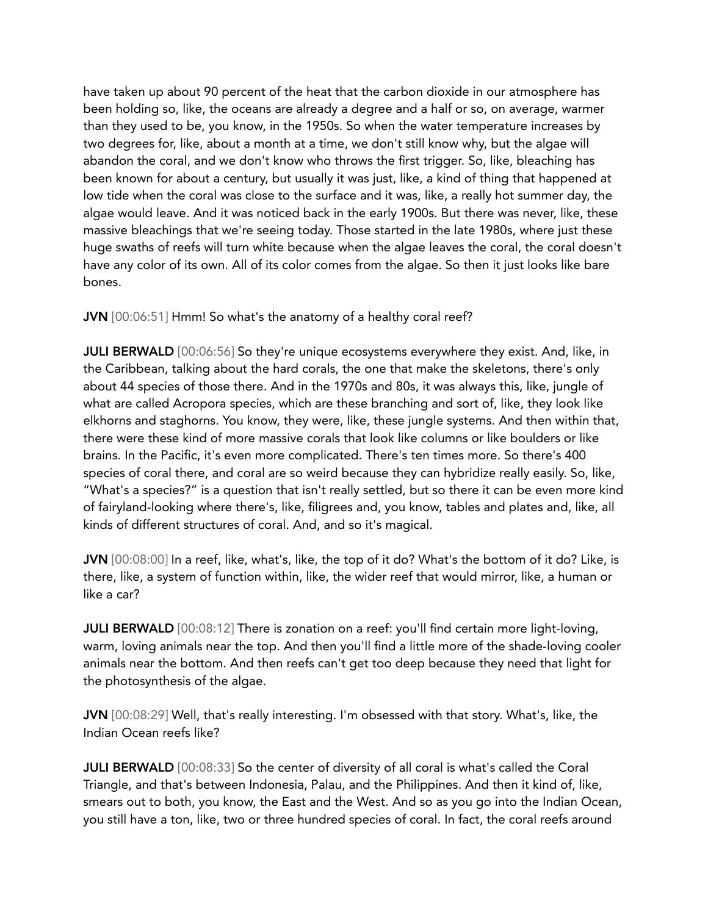have taken up about 90 percent of the heat that the carbon dioxide in our atmosphere has been holding so, like, the oceans are already a degree and a half or so, on average, warmer than they used to be, you know, in the 1950s. So when the water temperature increases by two degrees for, like, about a month at a time, we don't still know why, but the algae will abandon the coral, and we don't know who throws the first trigger. So, like, bleaching has been known for about a century, but usually it was just, like, a kind of thing that happened at low tide when the coral was close to the surface and it was, like, a really hot summer day, the algae would leave. And it was noticed back in the early 1900s. But there was never, like, these massive bleachings that we're seeing today. Those started in the late 1980s, where just these huge swaths of reefs will turn white because when the algae leaves the coral, the coral doesn't have any color of its own. All of its color comes from the algae. So then it just looks like bare bones.

**JVN** [00:06:51] Hmm! So what's the anatomy of a healthy coral reef?

**JULI BERWALD** [00:06:56] So they're unique ecosystems everywhere they exist. And, like, in the Caribbean, talking about the hard corals, the one that make the skeletons, there's only about 44 species of those there. And in the 1970s and 80s, it was always this, like, jungle of what are called Acropora species, which are these branching and sort of, like, they look like elkhorns and staghorns. You know, they were, like, these jungle systems. And then within that, there were these kind of more massive corals that look like columns or like boulders or like brains. In the Pacific, it's even more complicated. There's ten times more. So there's 400 species of coral there, and coral are so weird because they can hybridize really easily. So, like, "What's a species?" is a question that isn't really settled, but so there it can be even more kind of fairyland-looking where there's, like, filigrees and, you know, tables and plates and, like, all kinds of different structures of coral. And, and so it's magical.

**JVN** [00:08:00] In a reef, like, what's, like, the top of it do? What's the bottom of it do? Like, is there, like, a system of function within, like, the wider reef that would mirror, like, a human or like a car?

**JULI BERWALD** [00:08:12] There is zonation on a reef: you'll find certain more light-loving, warm, loving animals near the top. And then you'll find a little more of the shade-loving cooler animals near the bottom. And then reefs can't get too deep because they need that light for the photosynthesis of the algae.

**JVN** [00:08:29] Well, that's really interesting. I'm obsessed with that story. What's, like, the Indian Ocean reefs like?

**JULI BERWALD** [00:08:33] So the center of diversity of all coral is what's called the Coral Triangle, and that's between Indonesia, Palau, and the Philippines. And then it kind of, like, smears out to both, you know, the East and the West. And so as you go into the Indian Ocean, you still have a ton, like, two or three hundred species of coral. In fact, the coral reefs around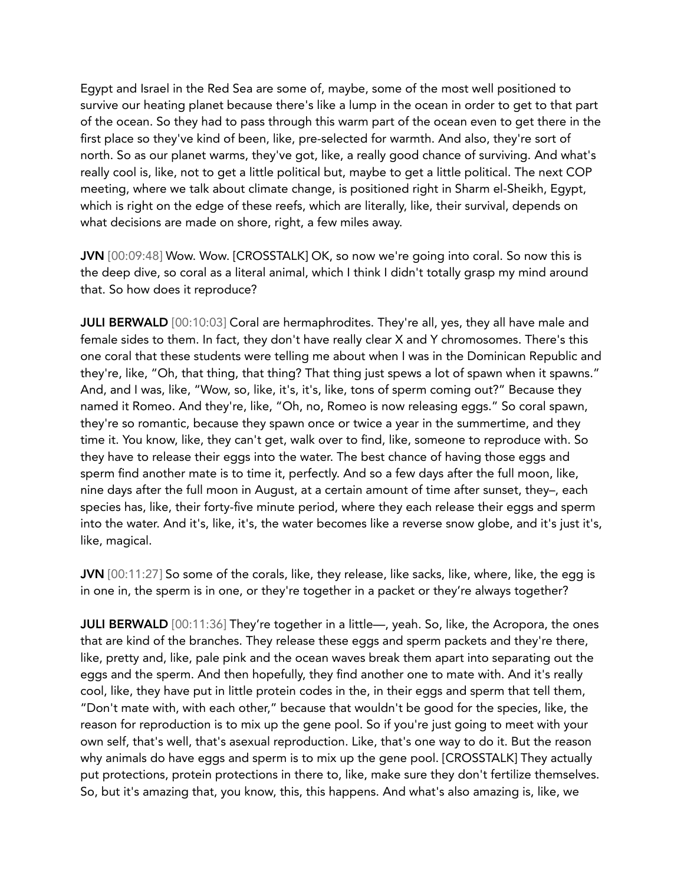Egypt and Israel in the Red Sea are some of, maybe, some of the most well positioned to survive our heating planet because there's like a lump in the ocean in order to get to that part of the ocean. So they had to pass through this warm part of the ocean even to get there in the first place so they've kind of been, like, pre-selected for warmth. And also, they're sort of north. So as our planet warms, they've got, like, a really good chance of surviving. And what's really cool is, like, not to get a little political but, maybe to get a little political. The next COP meeting, where we talk about climate change, is positioned right in Sharm el-Sheikh, Egypt, which is right on the edge of these reefs, which are literally, like, their survival, depends on what decisions are made on shore, right, a few miles away.

**JVN** [00:09:48] Wow. Wow. [CROSSTALK] OK, so now we're going into coral. So now this is the deep dive, so coral as a literal animal, which I think I didn't totally grasp my mind around that. So how does it reproduce?

**JULI BERWALD** [00:10:03] Coral are hermaphrodites. They're all, yes, they all have male and female sides to them. In fact, they don't have really clear X and Y chromosomes. There's this one coral that these students were telling me about when I was in the Dominican Republic and they're, like, "Oh, that thing, that thing? That thing just spews a lot of spawn when it spawns." And, and I was, like, "Wow, so, like, it's, it's, like, tons of sperm coming out?" Because they named it Romeo. And they're, like, "Oh, no, Romeo is now releasing eggs." So coral spawn, they're so romantic, because they spawn once or twice a year in the summertime, and they time it. You know, like, they can't get, walk over to find, like, someone to reproduce with. So they have to release their eggs into the water. The best chance of having those eggs and sperm find another mate is to time it, perfectly. And so a few days after the full moon, like, nine days after the full moon in August, at a certain amount of time after sunset, they–, each species has, like, their forty-five minute period, where they each release their eggs and sperm into the water. And it's, like, it's, the water becomes like a reverse snow globe, and it's just it's, like, magical.

**JVN** [00:11:27] So some of the corals, like, they release, like sacks, like, where, like, the egg is in one in, the sperm is in one, or they're together in a packet or they're always together?

**JULI BERWALD** [00:11:36] They're together in a little—, yeah. So, like, the Acropora, the ones that are kind of the branches. They release these eggs and sperm packets and they're there, like, pretty and, like, pale pink and the ocean waves break them apart into separating out the eggs and the sperm. And then hopefully, they find another one to mate with. And it's really cool, like, they have put in little protein codes in the, in their eggs and sperm that tell them, "Don't mate with, with each other," because that wouldn't be good for the species, like, the reason for reproduction is to mix up the gene pool. So if you're just going to meet with your own self, that's well, that's asexual reproduction. Like, that's one way to do it. But the reason why animals do have eggs and sperm is to mix up the gene pool. [CROSSTALK] They actually put protections, protein protections in there to, like, make sure they don't fertilize themselves. So, but it's amazing that, you know, this, this happens. And what's also amazing is, like, we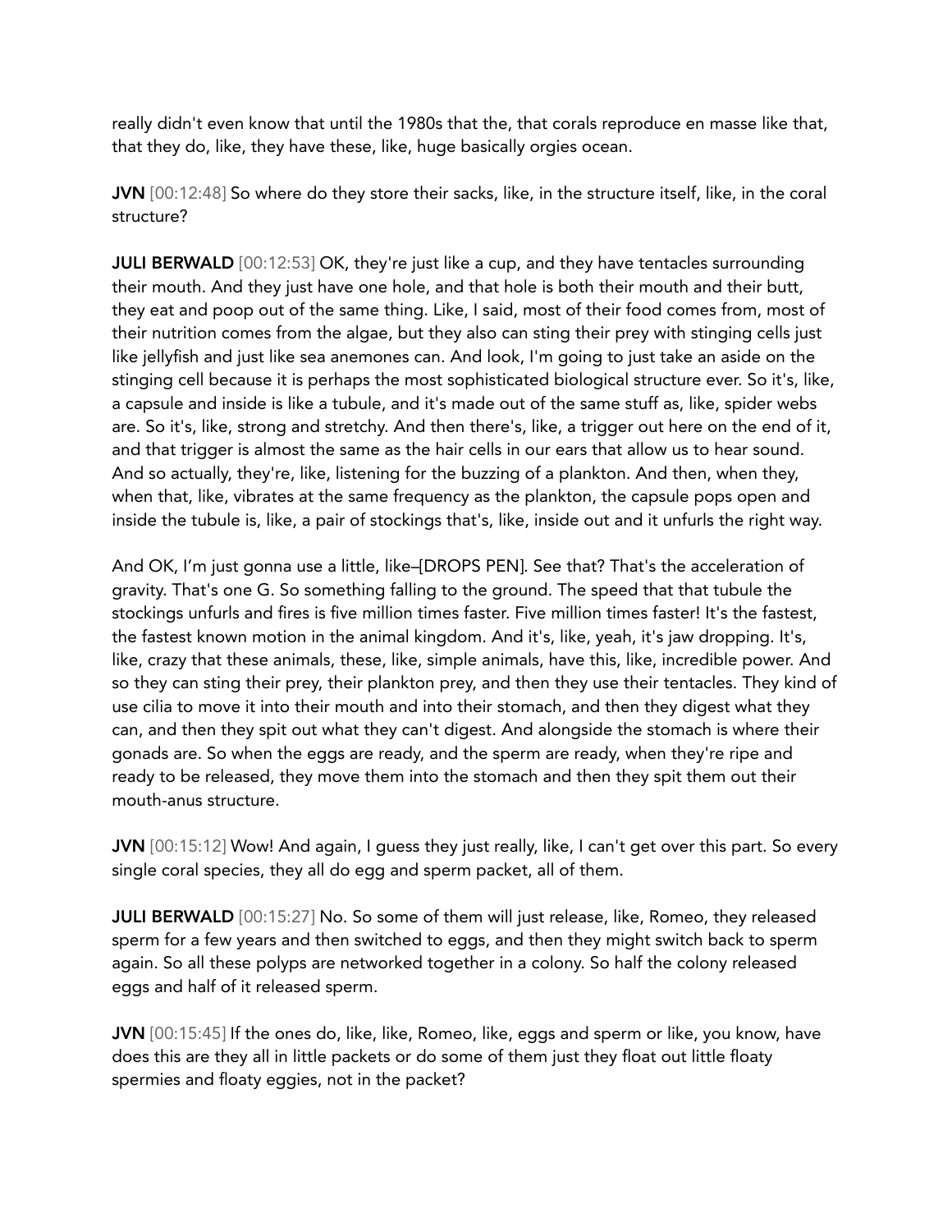really didn't even know that until the 1980s that the, that corals reproduce en masse like that, that they do, like, they have these, like, huge basically orgies ocean.

**JVN** [00:12:48] So where do they store their sacks, like, in the structure itself, like, in the coral structure?

**JULI BERWALD** [00:12:53] OK, they're just like a cup, and they have tentacles surrounding their mouth. And they just have one hole, and that hole is both their mouth and their butt, they eat and poop out of the same thing. Like, I said, most of their food comes from, most of their nutrition comes from the algae, but they also can sting their prey with stinging cells just like jellyfish and just like sea anemones can. And look, I'm going to just take an aside on the stinging cell because it is perhaps the most sophisticated biological structure ever. So it's, like, a capsule and inside is like a tubule, and it's made out of the same stuff as, like, spider webs are. So it's, like, strong and stretchy. And then there's, like, a trigger out here on the end of it, and that trigger is almost the same as the hair cells in our ears that allow us to hear sound. And so actually, they're, like, listening for the buzzing of a plankton. And then, when they, when that, like, vibrates at the same frequency as the plankton, the capsule pops open and inside the tubule is, like, a pair of stockings that's, like, inside out and it unfurls the right way.

And OK, I'm just gonna use a little, like–[DROPS PEN]. See that? That's the acceleration of gravity. That's one G. So something falling to the ground. The speed that that tubule the stockings unfurls and fires is five million times faster. Five million times faster! It's the fastest, the fastest known motion in the animal kingdom. And it's, like, yeah, it's jaw dropping. It's, like, crazy that these animals, these, like, simple animals, have this, like, incredible power. And so they can sting their prey, their plankton prey, and then they use their tentacles. They kind of use cilia to move it into their mouth and into their stomach, and then they digest what they can, and then they spit out what they can't digest. And alongside the stomach is where their gonads are. So when the eggs are ready, and the sperm are ready, when they're ripe and ready to be released, they move them into the stomach and then they spit them out their mouth-anus structure.

**JVN** [00:15:12] Wow! And again, I guess they just really, like, I can't get over this part. So every single coral species, they all do egg and sperm packet, all of them.

**JULI BERWALD** [00:15:27] No. So some of them will just release, like, Romeo, they released sperm for a few years and then switched to eggs, and then they might switch back to sperm again. So all these polyps are networked together in a colony. So half the colony released eggs and half of it released sperm.

**JVN** [00:15:45] If the ones do, like, like, Romeo, like, eggs and sperm or like, you know, have does this are they all in little packets or do some of them just they float out little floaty spermies and floaty eggies, not in the packet?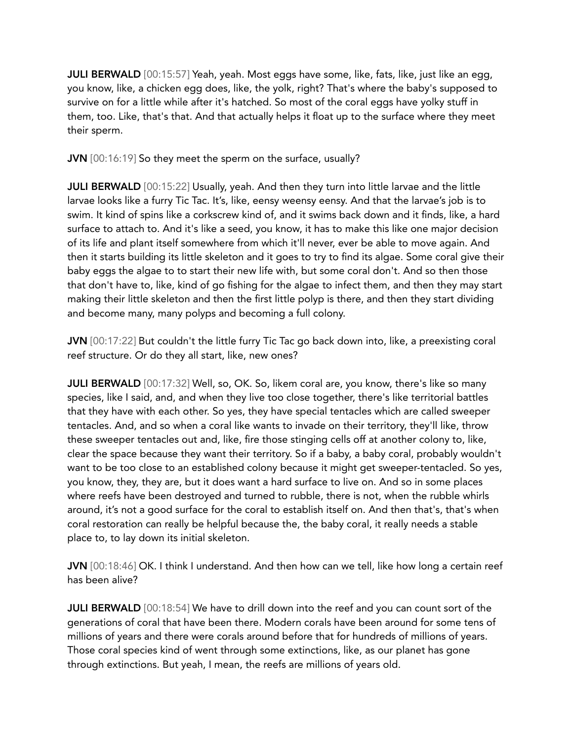**JULI BERWALD** [00:15:57] Yeah, yeah. Most eggs have some, like, fats, like, just like an egg, you know, like, a chicken egg does, like, the yolk, right? That's where the baby's supposed to survive on for a little while after it's hatched. So most of the coral eggs have yolky stuff in them, too. Like, that's that. And that actually helps it float up to the surface where they meet their sperm.

**JVN** [00:16:19] So they meet the sperm on the surface, usually?

**JULI BERWALD** [00:15:22] Usually, yeah. And then they turn into little larvae and the little larvae looks like a furry Tic Tac. It's, like, eensy weensy eensy. And that the larvae's job is to swim. It kind of spins like a corkscrew kind of, and it swims back down and it finds, like, a hard surface to attach to. And it's like a seed, you know, it has to make this like one major decision of its life and plant itself somewhere from which it'll never, ever be able to move again. And then it starts building its little skeleton and it goes to try to find its algae. Some coral give their baby eggs the algae to to start their new life with, but some coral don't. And so then those that don't have to, like, kind of go fishing for the algae to infect them, and then they may start making their little skeleton and then the first little polyp is there, and then they start dividing and become many, many polyps and becoming a full colony.

**JVN** [00:17:22] But couldn't the little furry Tic Tac go back down into, like, a preexisting coral reef structure. Or do they all start, like, new ones?

**JULI BERWALD** [00:17:32] Well, so, OK. So, likem coral are, you know, there's like so many species, like I said, and, and when they live too close together, there's like territorial battles that they have with each other. So yes, they have special tentacles which are called sweeper tentacles. And, and so when a coral like wants to invade on their territory, they'll like, throw these sweeper tentacles out and, like, fire those stinging cells off at another colony to, like, clear the space because they want their territory. So if a baby, a baby coral, probably wouldn't want to be too close to an established colony because it might get sweeper-tentacled. So yes, you know, they, they are, but it does want a hard surface to live on. And so in some places where reefs have been destroyed and turned to rubble, there is not, when the rubble whirls around, it's not a good surface for the coral to establish itself on. And then that's, that's when coral restoration can really be helpful because the, the baby coral, it really needs a stable place to, to lay down its initial skeleton.

**JVN** [00:18:46] OK. I think I understand. And then how can we tell, like how long a certain reef has been alive?

**JULI BERWALD** [00:18:54] We have to drill down into the reef and you can count sort of the generations of coral that have been there. Modern corals have been around for some tens of millions of years and there were corals around before that for hundreds of millions of years. Those coral species kind of went through some extinctions, like, as our planet has gone through extinctions. But yeah, I mean, the reefs are millions of years old.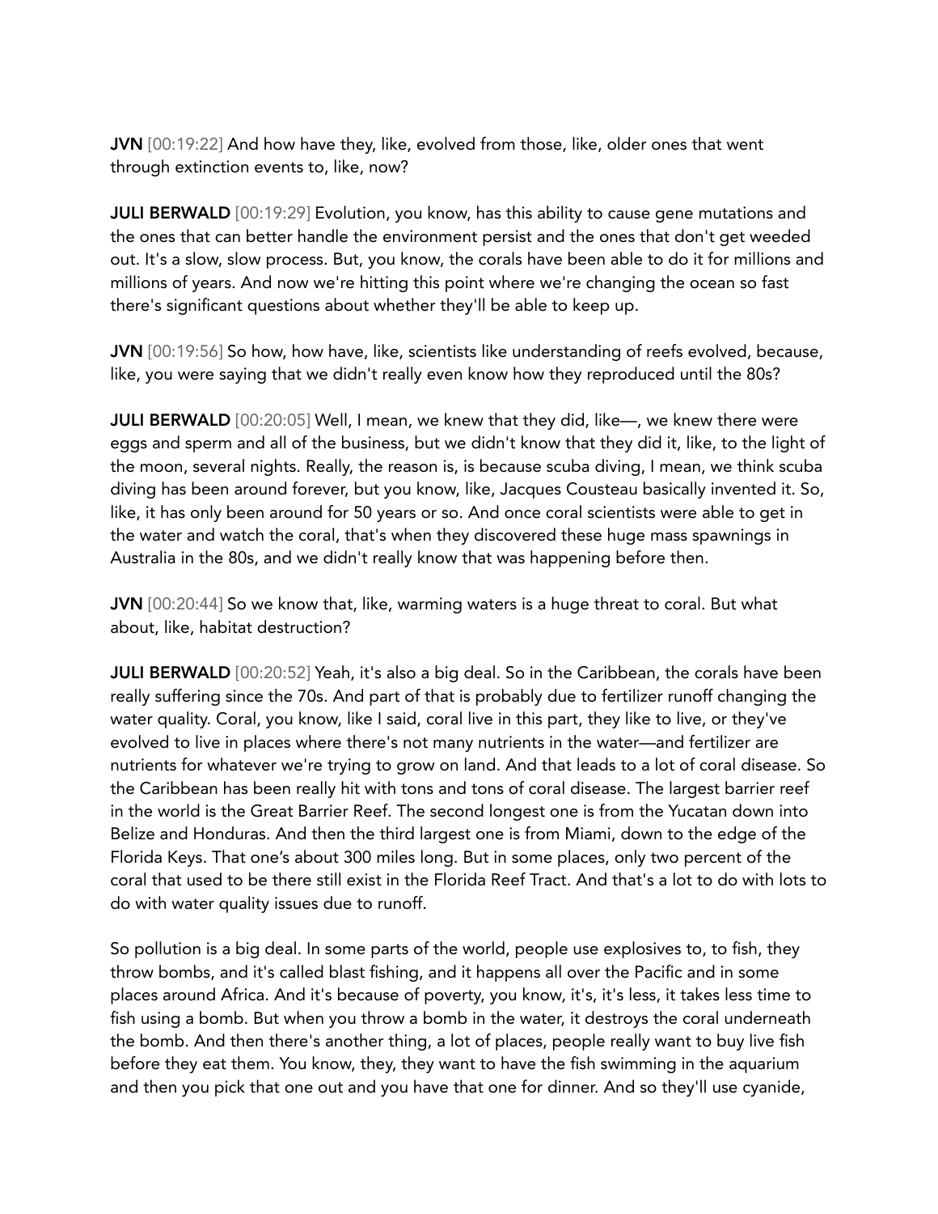**JVN** [00:19:22] And how have they, like, evolved from those, like, older ones that went through extinction events to, like, now?

**JULI BERWALD** [00:19:29] Evolution, you know, has this ability to cause gene mutations and the ones that can better handle the environment persist and the ones that don't get weeded out. It's a slow, slow process. But, you know, the corals have been able to do it for millions and millions of years. And now we're hitting this point where we're changing the ocean so fast there's significant questions about whether they'll be able to keep up.

**JVN** [00:19:56] So how, how have, like, scientists like understanding of reefs evolved, because, like, you were saying that we didn't really even know how they reproduced until the 80s?

**JULI BERWALD** [00:20:05] Well, I mean, we knew that they did, like—, we knew there were eggs and sperm and all of the business, but we didn't know that they did it, like, to the light of the moon, several nights. Really, the reason is, is because scuba diving, I mean, we think scuba diving has been around forever, but you know, like, Jacques Cousteau basically invented it. So, like, it has only been around for 50 years or so. And once coral scientists were able to get in the water and watch the coral, that's when they discovered these huge mass spawnings in Australia in the 80s, and we didn't really know that was happening before then.

**JVN** [00:20:44] So we know that, like, warming waters is a huge threat to coral. But what about, like, habitat destruction?

**JULI BERWALD** [00:20:52] Yeah, it's also a big deal. So in the Caribbean, the corals have been really suffering since the 70s. And part of that is probably due to fertilizer runoff changing the water quality. Coral, you know, like I said, coral live in this part, they like to live, or they've evolved to live in places where there's not many nutrients in the water—and fertilizer are nutrients for whatever we're trying to grow on land. And that leads to a lot of coral disease. So the Caribbean has been really hit with tons and tons of coral disease. The largest barrier reef in the world is the Great Barrier Reef. The second longest one is from the Yucatan down into Belize and Honduras. And then the third largest one is from Miami, down to the edge of the Florida Keys. That one's about 300 miles long. But in some places, only two percent of the coral that used to be there still exist in the Florida Reef Tract. And that's a lot to do with lots to do with water quality issues due to runoff.

So pollution is a big deal. In some parts of the world, people use explosives to, to fish, they throw bombs, and it's called blast fishing, and it happens all over the Pacific and in some places around Africa. And it's because of poverty, you know, it's, it's less, it takes less time to fish using a bomb. But when you throw a bomb in the water, it destroys the coral underneath the bomb. And then there's another thing, a lot of places, people really want to buy live fish before they eat them. You know, they, they want to have the fish swimming in the aquarium and then you pick that one out and you have that one for dinner. And so they'll use cyanide,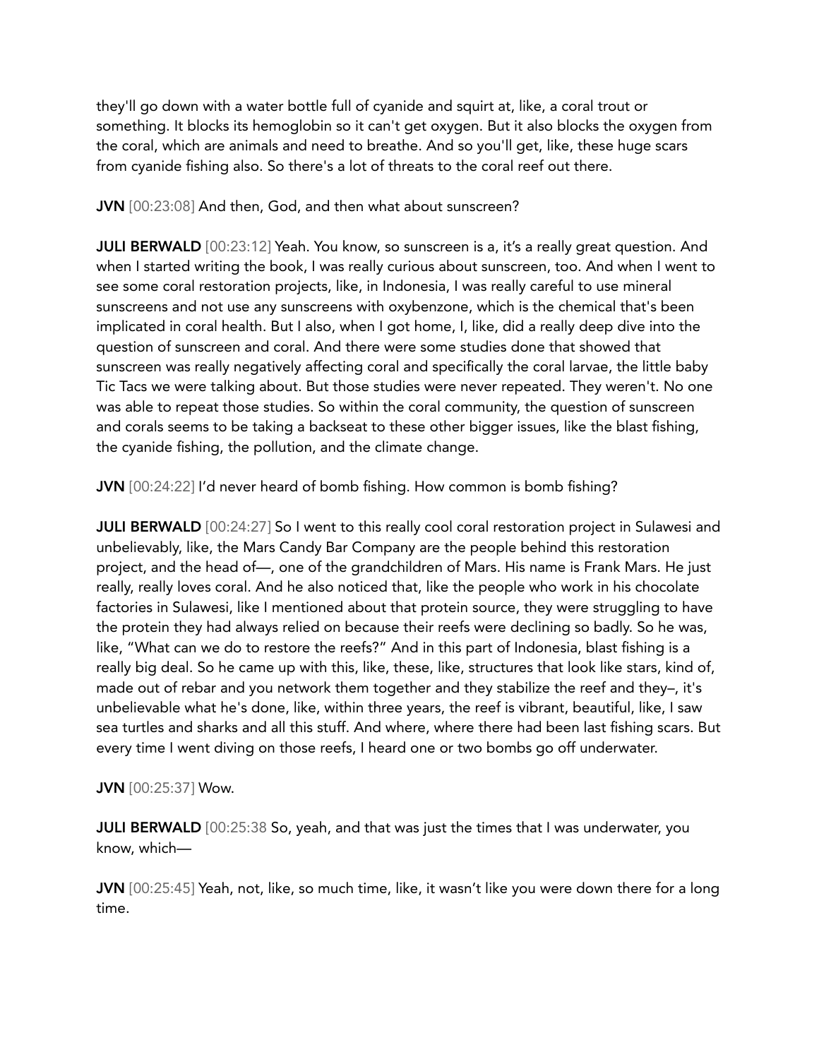they'll go down with a water bottle full of cyanide and squirt at, like, a coral trout or something. It blocks its hemoglobin so it can't get oxygen. But it also blocks the oxygen from the coral, which are animals and need to breathe. And so you'll get, like, these huge scars from cyanide fishing also. So there's a lot of threats to the coral reef out there.

**JVN** [00:23:08] And then, God, and then what about sunscreen?

**JULI BERWALD** [00:23:12] Yeah. You know, so sunscreen is a, it's a really great question. And when I started writing the book, I was really curious about sunscreen, too. And when I went to see some coral restoration projects, like, in Indonesia, I was really careful to use mineral sunscreens and not use any sunscreens with oxybenzone, which is the chemical that's been implicated in coral health. But I also, when I got home, I, like, did a really deep dive into the question of sunscreen and coral. And there were some studies done that showed that sunscreen was really negatively affecting coral and specifically the coral larvae, the little baby Tic Tacs we were talking about. But those studies were never repeated. They weren't. No one was able to repeat those studies. So within the coral community, the question of sunscreen and corals seems to be taking a backseat to these other bigger issues, like the blast fishing, the cyanide fishing, the pollution, and the climate change.

**JVN** [00:24:22] I'd never heard of bomb fishing. How common is bomb fishing?

**JULI BERWALD** [00:24:27] So I went to this really cool coral restoration project in Sulawesi and unbelievably, like, the Mars Candy Bar Company are the people behind this restoration project, and the head of—, one of the grandchildren of Mars. His name is Frank Mars. He just really, really loves coral. And he also noticed that, like the people who work in his chocolate factories in Sulawesi, like I mentioned about that protein source, they were struggling to have the protein they had always relied on because their reefs were declining so badly. So he was, like, "What can we do to restore the reefs?" And in this part of Indonesia, blast fishing is a really big deal. So he came up with this, like, these, like, structures that look like stars, kind of, made out of rebar and you network them together and they stabilize the reef and they–, it's unbelievable what he's done, like, within three years, the reef is vibrant, beautiful, like, I saw sea turtles and sharks and all this stuff. And where, where there had been last fishing scars. But every time I went diving on those reefs, I heard one or two bombs go off underwater.

**JVN** [00:25:37] Wow.

**JULI BERWALD** [00:25:38 So, yeah, and that was just the times that I was underwater, you know, which—

**JVN** [00:25:45] Yeah, not, like, so much time, like, it wasn't like you were down there for a long time.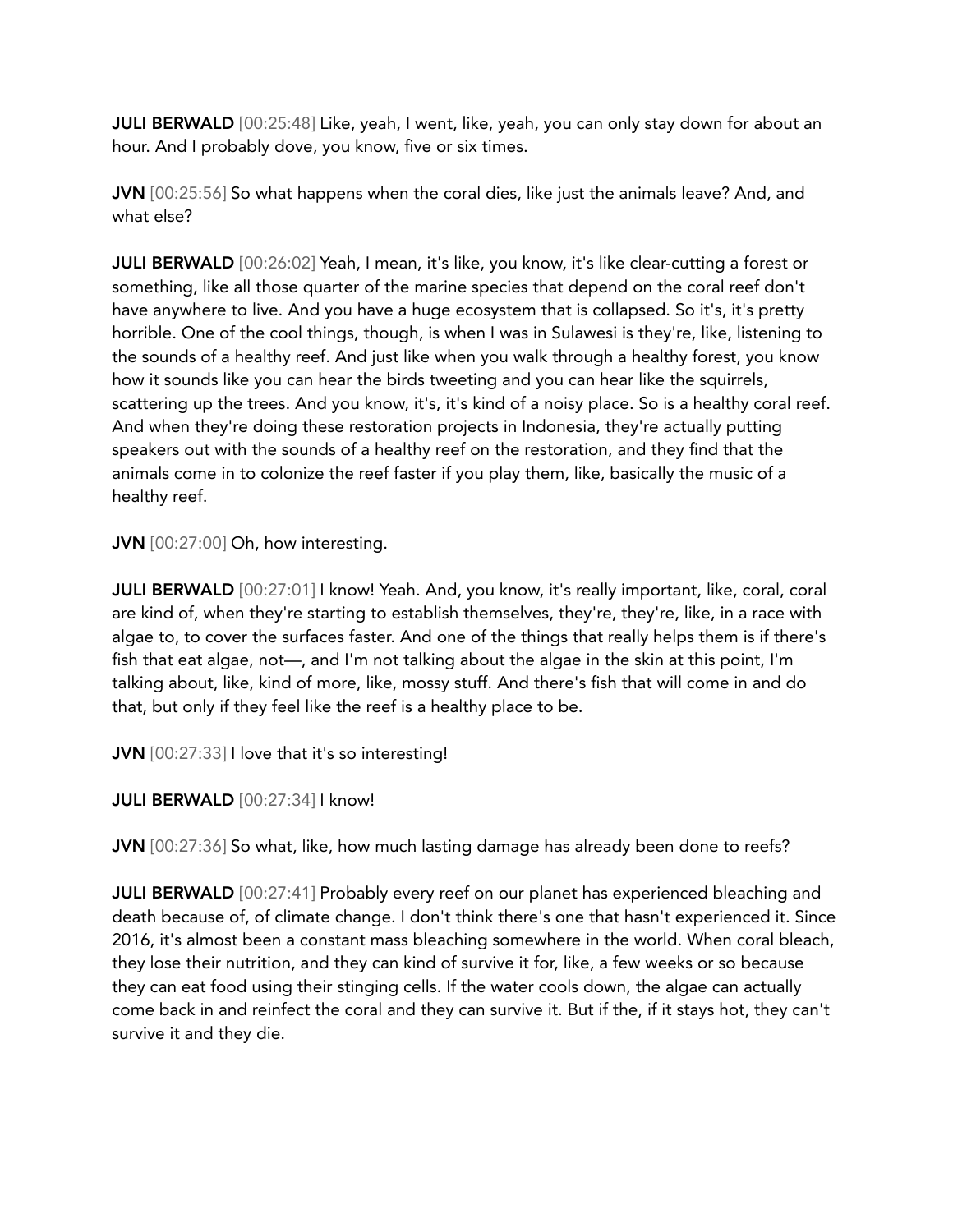**JULI BERWALD** [00:25:48] Like, yeah, I went, like, yeah, you can only stay down for about an hour. And I probably dove, you know, five or six times.

**JVN** [00:25:56] So what happens when the coral dies, like just the animals leave? And, and what else?

**JULI BERWALD** [00:26:02] Yeah, I mean, it's like, you know, it's like clear-cutting a forest or something, like all those quarter of the marine species that depend on the coral reef don't have anywhere to live. And you have a huge ecosystem that is collapsed. So it's, it's pretty horrible. One of the cool things, though, is when I was in Sulawesi is they're, like, listening to the sounds of a healthy reef. And just like when you walk through a healthy forest, you know how it sounds like you can hear the birds tweeting and you can hear like the squirrels, scattering up the trees. And you know, it's, it's kind of a noisy place. So is a healthy coral reef. And when they're doing these restoration projects in Indonesia, they're actually putting speakers out with the sounds of a healthy reef on the restoration, and they find that the animals come in to colonize the reef faster if you play them, like, basically the music of a healthy reef.

**JVN** [00:27:00] Oh, how interesting.

**JULI BERWALD** [00:27:01] I know! Yeah. And, you know, it's really important, like, coral, coral are kind of, when they're starting to establish themselves, they're, they're, like, in a race with algae to, to cover the surfaces faster. And one of the things that really helps them is if there's fish that eat algae, not—, and I'm not talking about the algae in the skin at this point, I'm talking about, like, kind of more, like, mossy stuff. And there's fish that will come in and do that, but only if they feel like the reef is a healthy place to be.

**JVN** [00:27:33] I love that it's so interesting!

**JULI BERWALD** [00:27:34] I know!

**JVN** [00:27:36] So what, like, how much lasting damage has already been done to reefs?

**JULI BERWALD** [00:27:41] Probably every reef on our planet has experienced bleaching and death because of, of climate change. I don't think there's one that hasn't experienced it. Since 2016, it's almost been a constant mass bleaching somewhere in the world. When coral bleach, they lose their nutrition, and they can kind of survive it for, like, a few weeks or so because they can eat food using their stinging cells. If the water cools down, the algae can actually come back in and reinfect the coral and they can survive it. But if the, if it stays hot, they can't survive it and they die.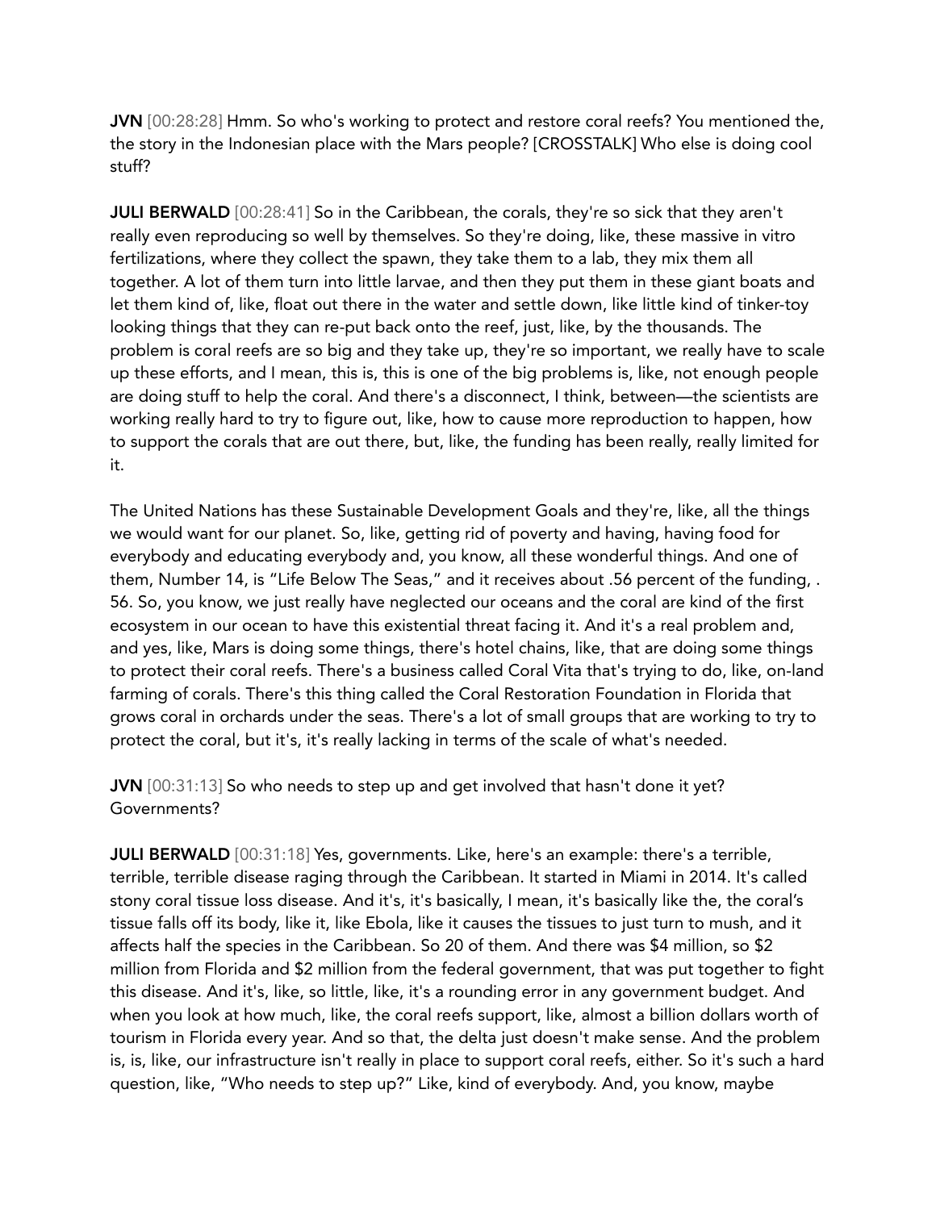**JVN** [00:28:28] Hmm. So who's working to protect and restore coral reefs? You mentioned the, the story in the Indonesian place with the Mars people? [CROSSTALK] Who else is doing cool stuff?

**JULI BERWALD** [00:28:41] So in the Caribbean, the corals, they're so sick that they aren't really even reproducing so well by themselves. So they're doing, like, these massive in vitro fertilizations, where they collect the spawn, they take them to a lab, they mix them all together. A lot of them turn into little larvae, and then they put them in these giant boats and let them kind of, like, float out there in the water and settle down, like little kind of tinker-toy looking things that they can re-put back onto the reef, just, like, by the thousands. The problem is coral reefs are so big and they take up, they're so important, we really have to scale up these efforts, and I mean, this is, this is one of the big problems is, like, not enough people are doing stuff to help the coral. And there's a disconnect, I think, between—the scientists are working really hard to try to figure out, like, how to cause more reproduction to happen, how to support the corals that are out there, but, like, the funding has been really, really limited for it.

The United Nations has these Sustainable Development Goals and they're, like, all the things we would want for our planet. So, like, getting rid of poverty and having, having food for everybody and educating everybody and, you know, all these wonderful things. And one of them, Number 14, is "Life Below The Seas," and it receives about .56 percent of the funding, .56. So, you know, we just really have neglected our oceans and the coral are kind of the first ecosystem in our ocean to have this existential threat facing it. And it's a real problem and, and yes, like, Mars is doing some things, there's hotel chains, like, that are doing some things to protect their coral reefs. There's a business called Coral Vita that's trying to do, like, on-land farming of corals. There's this thing called the Coral Restoration Foundation in Florida that grows coral in orchards under the seas. There's a lot of small groups that are working to try to protect the coral, but it's, it's really lacking in terms of the scale of what's needed.

**JVN** [00:31:13] So who needs to step up and get involved that hasn't done it yet? Governments?

**JULI BERWALD** [00:31:18] Yes, governments. Like, here's an example: there's a terrible, terrible, terrible disease raging through the Caribbean. It started in Miami in 2014. It's called stony coral tissue loss disease. And it's, it's basically, I mean, it's basically like the, the coral's tissue falls off its body, like it, like Ebola, like it causes the tissues to just turn to mush, and it affects half the species in the Caribbean. So 20 of them. And there was $4 million, so $2 million from Florida and $2 million from the federal government, that was put together to fight this disease. And it's, like, so little, like, it's a rounding error in any government budget. And when you look at how much, like, the coral reefs support, like, almost a billion dollars worth of tourism in Florida every year. And so that, the delta just doesn't make sense. And the problem is, is, like, our infrastructure isn't really in place to support coral reefs, either. So it's such a hard question, like, "Who needs to step up?" Like, kind of everybody. And, you know, maybe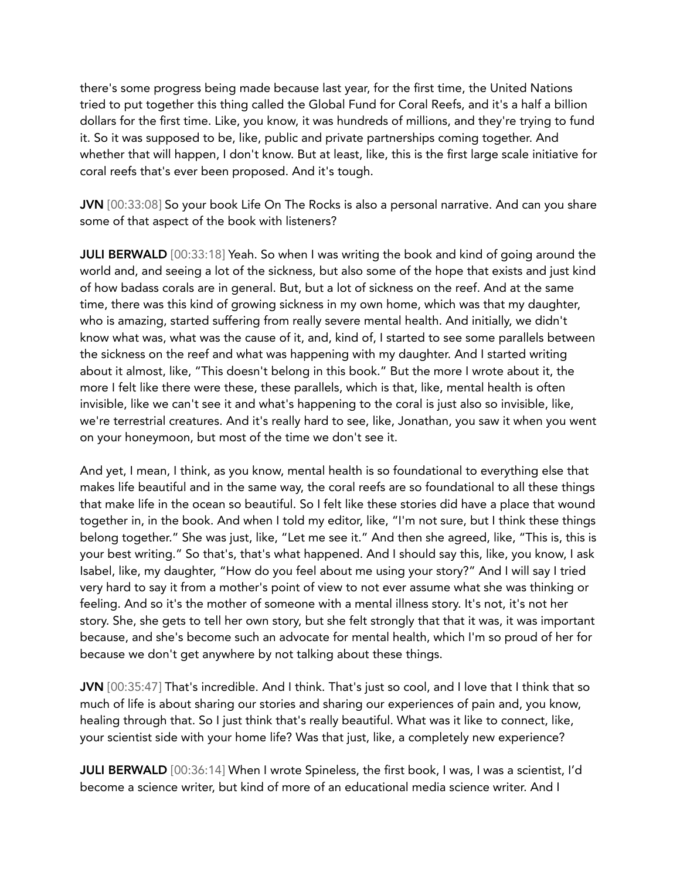there's some progress being made because last year, for the first time, the United Nations tried to put together this thing called the Global Fund for Coral Reefs, and it's a half a billion dollars for the first time. Like, you know, it was hundreds of millions, and they're trying to fund it. So it was supposed to be, like, public and private partnerships coming together. And whether that will happen, I don't know. But at least, like, this is the first large scale initiative for coral reefs that's ever been proposed. And it's tough.

**JVN** [00:33:08] So your book Life On The Rocks is also a personal narrative. And can you share some of that aspect of the book with listeners?

**JULI BERWALD** [00:33:18] Yeah. So when I was writing the book and kind of going around the world and, and seeing a lot of the sickness, but also some of the hope that exists and just kind of how badass corals are in general. But, but a lot of sickness on the reef. And at the same time, there was this kind of growing sickness in my own home, which was that my daughter, who is amazing, started suffering from really severe mental health. And initially, we didn't know what was, what was the cause of it, and, kind of, I started to see some parallels between the sickness on the reef and what was happening with my daughter. And I started writing about it almost, like, "This doesn't belong in this book." But the more I wrote about it, the more I felt like there were these, these parallels, which is that, like, mental health is often invisible, like we can't see it and what's happening to the coral is just also so invisible, like, we're terrestrial creatures. And it's really hard to see, like, Jonathan, you saw it when you went on your honeymoon, but most of the time we don't see it.

And yet, I mean, I think, as you know, mental health is so foundational to everything else that makes life beautiful and in the same way, the coral reefs are so foundational to all these things that make life in the ocean so beautiful. So I felt like these stories did have a place that wound together in, in the book. And when I told my editor, like, "I'm not sure, but I think these things belong together." She was just, like, "Let me see it." And then she agreed, like, "This is, this is your best writing." So that's, that's what happened. And I should say this, like, you know, I ask Isabel, like, my daughter, "How do you feel about me using your story?" And I will say I tried very hard to say it from a mother's point of view to not ever assume what she was thinking or feeling. And so it's the mother of someone with a mental illness story. It's not, it's not her story. She, she gets to tell her own story, but she felt strongly that that it was, it was important because, and she's become such an advocate for mental health, which I'm so proud of her for because we don't get anywhere by not talking about these things.

**JVN** [00:35:47] That's incredible. And I think. That's just so cool, and I love that I think that so much of life is about sharing our stories and sharing our experiences of pain and, you know, healing through that. So I just think that's really beautiful. What was it like to connect, like, your scientist side with your home life? Was that just, like, a completely new experience?

**JULI BERWALD** [00:36:14] When I wrote Spineless, the first book, I was, I was a scientist, I'd become a science writer, but kind of more of an educational media science writer. And I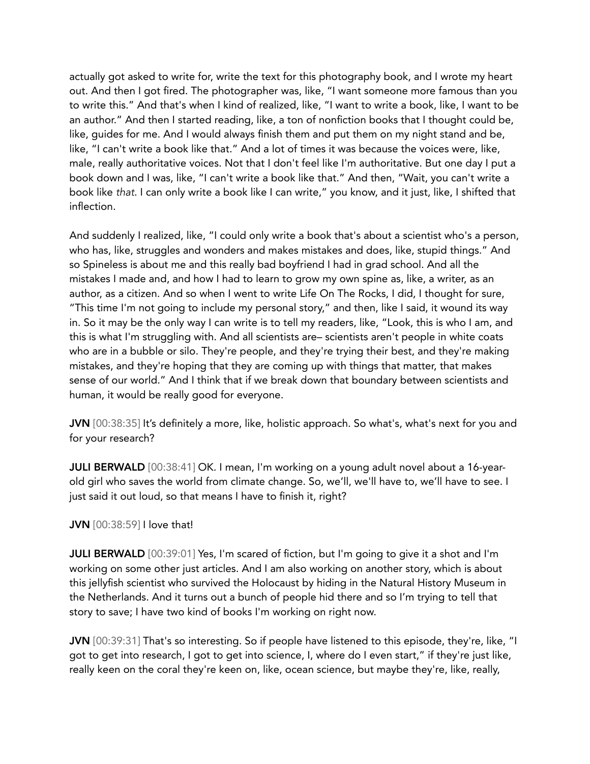actually got asked to write for, write the text for this photography book, and I wrote my heart out. And then I got fired. The photographer was, like, "I want someone more famous than you to write this." And that's when I kind of realized, like, "I want to write a book, like, I want to be an author." And then I started reading, like, a ton of nonfiction books that I thought could be, like, guides for me. And I would always finish them and put them on my night stand and be, like, "I can't write a book like that." And a lot of times it was because the voices were, like, male, really authoritative voices. Not that I don't feel like I'm authoritative. But one day I put a book down and I was, like, "I can't write a book like that." And then, "Wait, you can't write a book like *that*. I can only write a book like I can write," you know, and it just, like, I shifted that inflection.

And suddenly I realized, like, "I could only write a book that's about a scientist who's a person, who has, like, struggles and wonders and makes mistakes and does, like, stupid things." And so Spineless is about me and this really bad boyfriend I had in grad school. And all the mistakes I made and, and how I had to learn to grow my own spine as, like, a writer, as an author, as a citizen. And so when I went to write Life On The Rocks, I did, I thought for sure, "This time I'm not going to include my personal story," and then, like I said, it wound its way in. So it may be the only way I can write is to tell my readers, like, "Look, this is who I am, and this is what I'm struggling with. And all scientists are– scientists aren't people in white coats who are in a bubble or silo. They're people, and they're trying their best, and they're making mistakes, and they're hoping that they are coming up with things that matter, that makes sense of our world." And I think that if we break down that boundary between scientists and human, it would be really good for everyone.

**JVN** [00:38:35] It's definitely a more, like, holistic approach. So what's, what's next for you and for your research?

**JULI BERWALD** [00:38:41] OK. I mean, I'm working on a young adult novel about a 16-year-old girl who saves the world from climate change. So, we'll, we'll have to, we'll have to see. I just said it out loud, so that means I have to finish it, right?

**JVN** [00:38:59] I love that!

**JULI BERWALD** [00:39:01] Yes, I'm scared of fiction, but I'm going to give it a shot and I'm working on some other just articles. And I am also working on another story, which is about this jellyfish scientist who survived the Holocaust by hiding in the Natural History Museum in the Netherlands. And it turns out a bunch of people hid there and so I'm trying to tell that story to save; I have two kind of books I'm working on right now.

**JVN** [00:39:31] That's so interesting. So if people have listened to this episode, they're, like, "I got to get into research, I got to get into science, I, where do I even start," if they're just like, really keen on the coral they're keen on, like, ocean science, but maybe they're, like, really,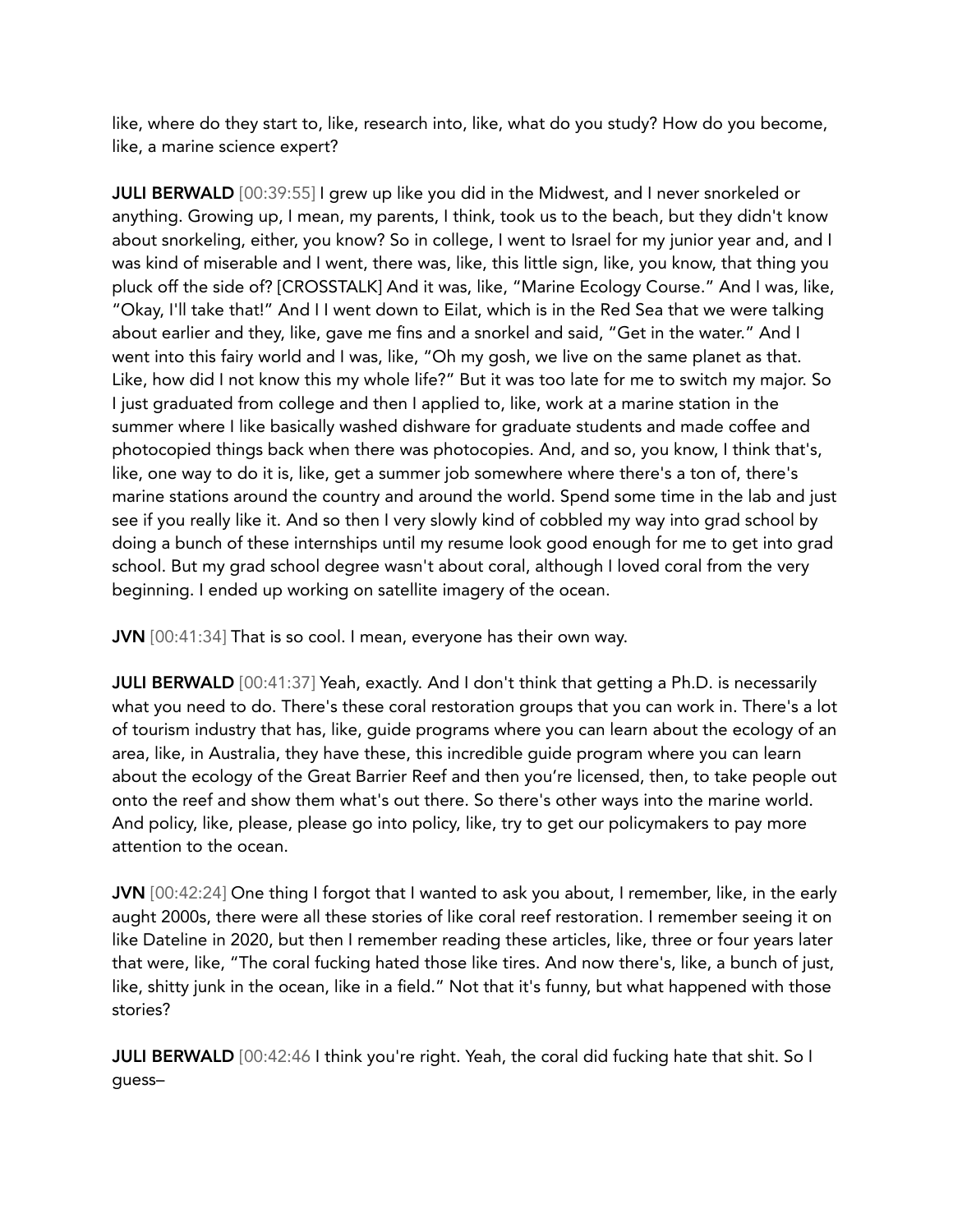like, where do they start to, like, research into, like, what do you study? How do you become, like, a marine science expert?

**JULI BERWALD** [00:39:55] I grew up like you did in the Midwest, and I never snorkeled or anything. Growing up, I mean, my parents, I think, took us to the beach, but they didn't know about snorkeling, either, you know? So in college, I went to Israel for my junior year and, and I was kind of miserable and I went, there was, like, this little sign, like, you know, that thing you pluck off the side of? [CROSSTALK] And it was, like, "Marine Ecology Course." And I was, like, "Okay, I'll take that!" And I I went down to Eilat, which is in the Red Sea that we were talking about earlier and they, like, gave me fins and a snorkel and said, "Get in the water." And I went into this fairy world and I was, like, "Oh my gosh, we live on the same planet as that. Like, how did I not know this my whole life?" But it was too late for me to switch my major. So I just graduated from college and then I applied to, like, work at a marine station in the summer where I like basically washed dishware for graduate students and made coffee and photocopied things back when there was photocopies. And, and so, you know, I think that's, like, one way to do it is, like, get a summer job somewhere where there's a ton of, there's marine stations around the country and around the world. Spend some time in the lab and just see if you really like it. And so then I very slowly kind of cobbled my way into grad school by doing a bunch of these internships until my resume look good enough for me to get into grad school. But my grad school degree wasn't about coral, although I loved coral from the very beginning. I ended up working on satellite imagery of the ocean.

**JVN** [00:41:34] That is so cool. I mean, everyone has their own way.

**JULI BERWALD** [00:41:37] Yeah, exactly. And I don't think that getting a Ph.D. is necessarily what you need to do. There's these coral restoration groups that you can work in. There's a lot of tourism industry that has, like, guide programs where you can learn about the ecology of an area, like, in Australia, they have these, this incredible guide program where you can learn about the ecology of the Great Barrier Reef and then you're licensed, then, to take people out onto the reef and show them what's out there. So there's other ways into the marine world. And policy, like, please, please go into policy, like, try to get our policymakers to pay more attention to the ocean.

**JVN** [00:42:24] One thing I forgot that I wanted to ask you about, I remember, like, in the early aught 2000s, there were all these stories of like coral reef restoration. I remember seeing it on like Dateline in 2020, but then I remember reading these articles, like, three or four years later that were, like, "The coral fucking hated those like tires. And now there's, like, a bunch of just, like, shitty junk in the ocean, like in a field." Not that it's funny, but what happened with those stories?

**JULI BERWALD** [00:42:46 I think you're right. Yeah, the coral did fucking hate that shit. So I guess–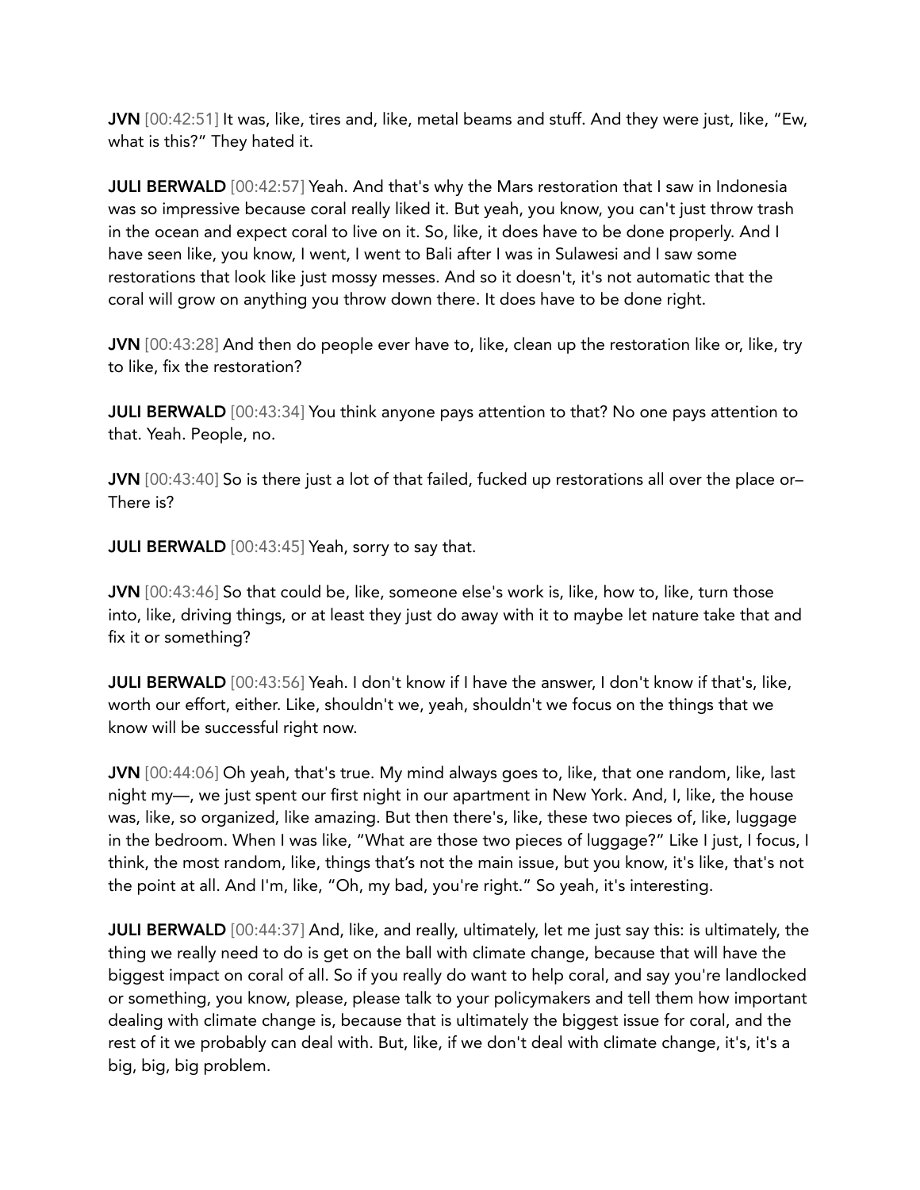**JVN** [00:42:51] It was, like, tires and, like, metal beams and stuff. And they were just, like, "Ew, what is this?" They hated it.

**JULI BERWALD** [00:42:57] Yeah. And that's why the Mars restoration that I saw in Indonesia was so impressive because coral really liked it. But yeah, you know, you can't just throw trash in the ocean and expect coral to live on it. So, like, it does have to be done properly. And I have seen like, you know, I went, I went to Bali after I was in Sulawesi and I saw some restorations that look like just mossy messes. And so it doesn't, it's not automatic that the coral will grow on anything you throw down there. It does have to be done right.

**JVN** [00:43:28] And then do people ever have to, like, clean up the restoration like or, like, try to like, fix the restoration?

**JULI BERWALD** [00:43:34] You think anyone pays attention to that? No one pays attention to that. Yeah. People, no.

**JVN** [00:43:40] So is there just a lot of that failed, fucked up restorations all over the place or– There is?

**JULI BERWALD** [00:43:45] Yeah, sorry to say that.

**JVN** [00:43:46] So that could be, like, someone else's work is, like, how to, like, turn those into, like, driving things, or at least they just do away with it to maybe let nature take that and fix it or something?

**JULI BERWALD** [00:43:56] Yeah. I don't know if I have the answer, I don't know if that's, like, worth our effort, either. Like, shouldn't we, yeah, shouldn't we focus on the things that we know will be successful right now.

**JVN** [00:44:06] Oh yeah, that's true. My mind always goes to, like, that one random, like, last night my—, we just spent our first night in our apartment in New York. And, I, like, the house was, like, so organized, like amazing. But then there's, like, these two pieces of, like, luggage in the bedroom. When I was like, "What are those two pieces of luggage?" Like I just, I focus, I think, the most random, like, things that's not the main issue, but you know, it's like, that's not the point at all. And I'm, like, "Oh, my bad, you're right." So yeah, it's interesting.

**JULI BERWALD** [00:44:37] And, like, and really, ultimately, let me just say this: is ultimately, the thing we really need to do is get on the ball with climate change, because that will have the biggest impact on coral of all. So if you really do want to help coral, and say you're landlocked or something, you know, please, please talk to your policymakers and tell them how important dealing with climate change is, because that is ultimately the biggest issue for coral, and the rest of it we probably can deal with. But, like, if we don't deal with climate change, it's, it's a big, big, big problem.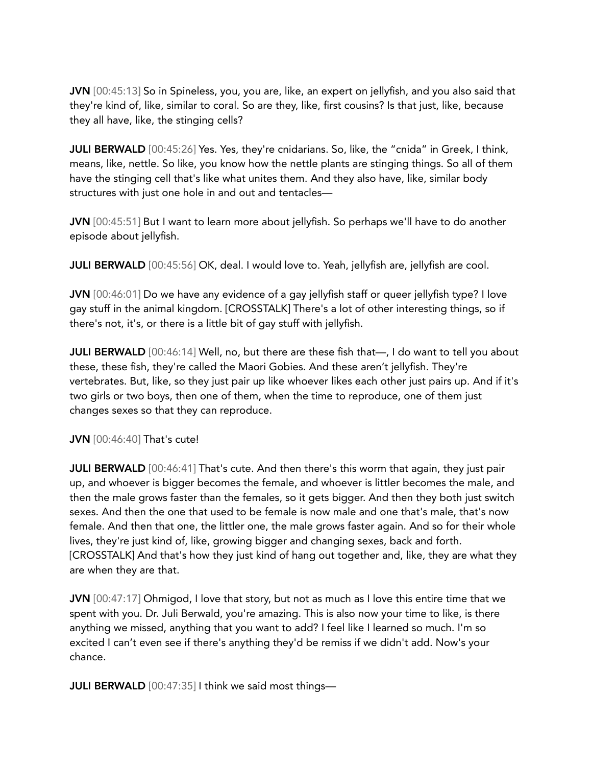**JVN** [00:45:13] So in Spineless, you, you are, like, an expert on jellyfish, and you also said that they're kind of, like, similar to coral. So are they, like, first cousins? Is that just, like, because they all have, like, the stinging cells?

**JULI BERWALD** [00:45:26] Yes. Yes, they're cnidarians. So, like, the "cnida" in Greek, I think, means, like, nettle. So like, you know how the nettle plants are stinging things. So all of them have the stinging cell that's like what unites them. And they also have, like, similar body structures with just one hole in and out and tentacles—

**JVN** [00:45:51] But I want to learn more about jellyfish. So perhaps we'll have to do another episode about jellyfish.

**JULI BERWALD** [00:45:56] OK, deal. I would love to. Yeah, jellyfish are, jellyfish are cool.

**JVN** [00:46:01] Do we have any evidence of a gay jellyfish staff or queer jellyfish type? I love gay stuff in the animal kingdom. [CROSSTALK] There's a lot of other interesting things, so if there's not, it's, or there is a little bit of gay stuff with jellyfish.

**JULI BERWALD** [00:46:14] Well, no, but there are these fish that—, I do want to tell you about these, these fish, they're called the Maori Gobies. And these aren't jellyfish. They're vertebrates. But, like, so they just pair up like whoever likes each other just pairs up. And if it's two girls or two boys, then one of them, when the time to reproduce, one of them just changes sexes so that they can reproduce.

**JVN** [00:46:40] That's cute!

**JULI BERWALD** [00:46:41] That's cute. And then there's this worm that again, they just pair up, and whoever is bigger becomes the female, and whoever is littler becomes the male, and then the male grows faster than the females, so it gets bigger. And then they both just switch sexes. And then the one that used to be female is now male and one that's male, that's now female. And then that one, the littler one, the male grows faster again. And so for their whole lives, they're just kind of, like, growing bigger and changing sexes, back and forth. [CROSSTALK] And that's how they just kind of hang out together and, like, they are what they are when they are that.

**JVN** [00:47:17] Ohmigod, I love that story, but not as much as I love this entire time that we spent with you. Dr. Juli Berwald, you're amazing. This is also now your time to like, is there anything we missed, anything that you want to add? I feel like I learned so much. I'm so excited I can't even see if there's anything they'd be remiss if we didn't add. Now's your chance.

**JULI BERWALD** [00:47:35] I think we said most things—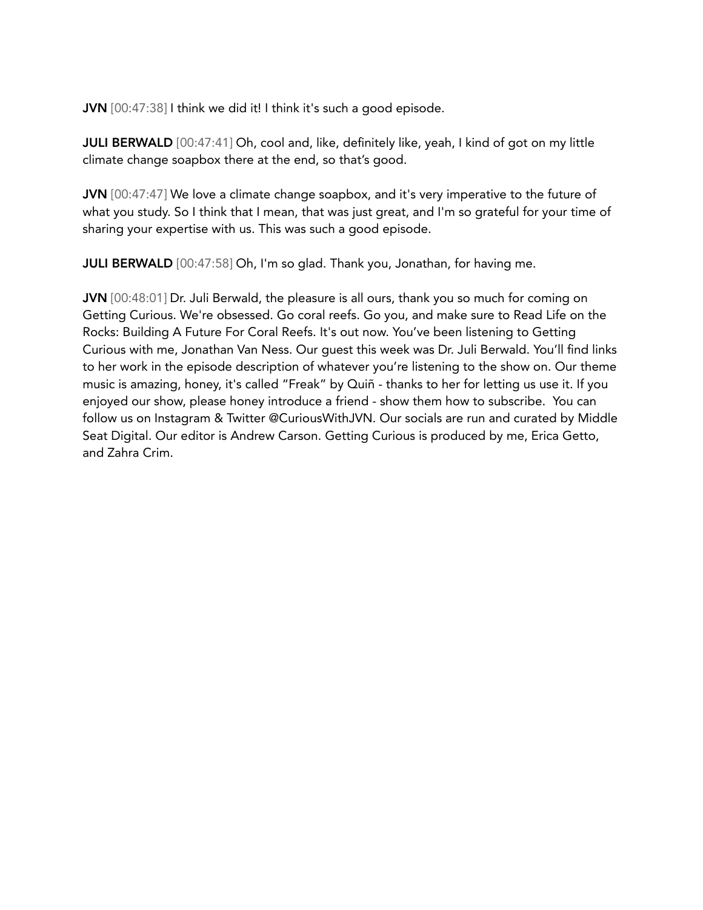**JVN** [00:47:38] I think we did it! I think it's such a good episode.

**JULI BERWALD** [00:47:41] Oh, cool and, like, definitely like, yeah, I kind of got on my little climate change soapbox there at the end, so that's good.

**JVN** [00:47:47] We love a climate change soapbox, and it's very imperative to the future of what you study. So I think that I mean, that was just great, and I'm so grateful for your time of sharing your expertise with us. This was such a good episode.

**JULI BERWALD** [00:47:58] Oh, I'm so glad. Thank you, Jonathan, for having me.

**JVN** [00:48:01] Dr. Juli Berwald, the pleasure is all ours, thank you so much for coming on Getting Curious. We're obsessed. Go coral reefs. Go you, and make sure to Read Life on the Rocks: Building A Future For Coral Reefs. It's out now. You've been listening to Getting Curious with me, Jonathan Van Ness. Our guest this week was Dr. Juli Berwald. You'll find links to her work in the episode description of whatever you're listening to the show on. Our theme music is amazing, honey, it's called "Freak" by Quiñ - thanks to her for letting us use it. If you enjoyed our show, please honey introduce a friend - show them how to subscribe. You can follow us on Instagram & Twitter @CuriousWithJVN. Our socials are run and curated by Middle Seat Digital. Our editor is Andrew Carson. Getting Curious is produced by me, Erica Getto, and Zahra Crim.